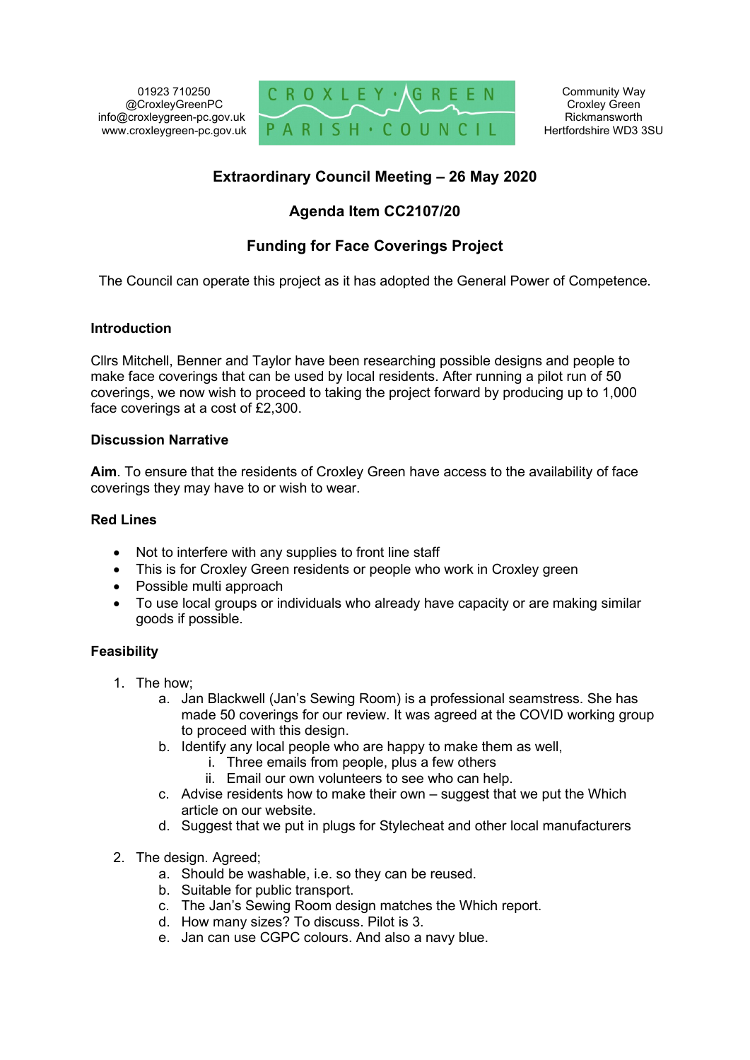01923 710250
@CroxleyGreenPC
info@croxleygreen-pc.gov.uk
www.croxleygreen-pc.gov.uk

CROXLEY GREEN PARISH COUNCIL

Community Way
Croxley Green
Rickmansworth
Hertfordshire WD3 3SU

# Extraordinary Council Meeting – 26 May 2020

## Agenda Item CC2107/20

## Funding for Face Coverings Project

The Council can operate this project as it has adopted the General Power of Competence.

### Introduction

Cllrs Mitchell, Benner and Taylor have been researching possible designs and people to make face coverings that can be used by local residents. After running a pilot run of 50 coverings, we now wish to proceed to taking the project forward by producing up to 1,000 face coverings at a cost of £2,300.

### Discussion Narrative

**Aim**. To ensure that the residents of Croxley Green have access to the availability of face coverings they may have to or wish to wear.

### Red Lines

- Not to interfere with any supplies to front line staff
- This is for Croxley Green residents or people who work in Croxley green
- Possible multi approach
- To use local groups or individuals who already have capacity or are making similar goods if possible.

### Feasibility

1. The how;
    a. Jan Blackwell (Jan's Sewing Room) is a professional seamstress. She has made 50 coverings for our review. It was agreed at the COVID working group to proceed with this design.
    b. Identify any local people who are happy to make them as well,
        i. Three emails from people, plus a few others
        ii. Email our own volunteers to see who can help.
    c. Advise residents how to make their own – suggest that we put the Which article on our website.
    d. Suggest that we put in plugs for Stylecheat and other local manufacturers

2. The design. Agreed;
    a. Should be washable, i.e. so they can be reused.
    b. Suitable for public transport.
    c. The Jan's Sewing Room design matches the Which report.
    d. How many sizes? To discuss. Pilot is 3.
    e. Jan can use CGPC colours. And also a navy blue.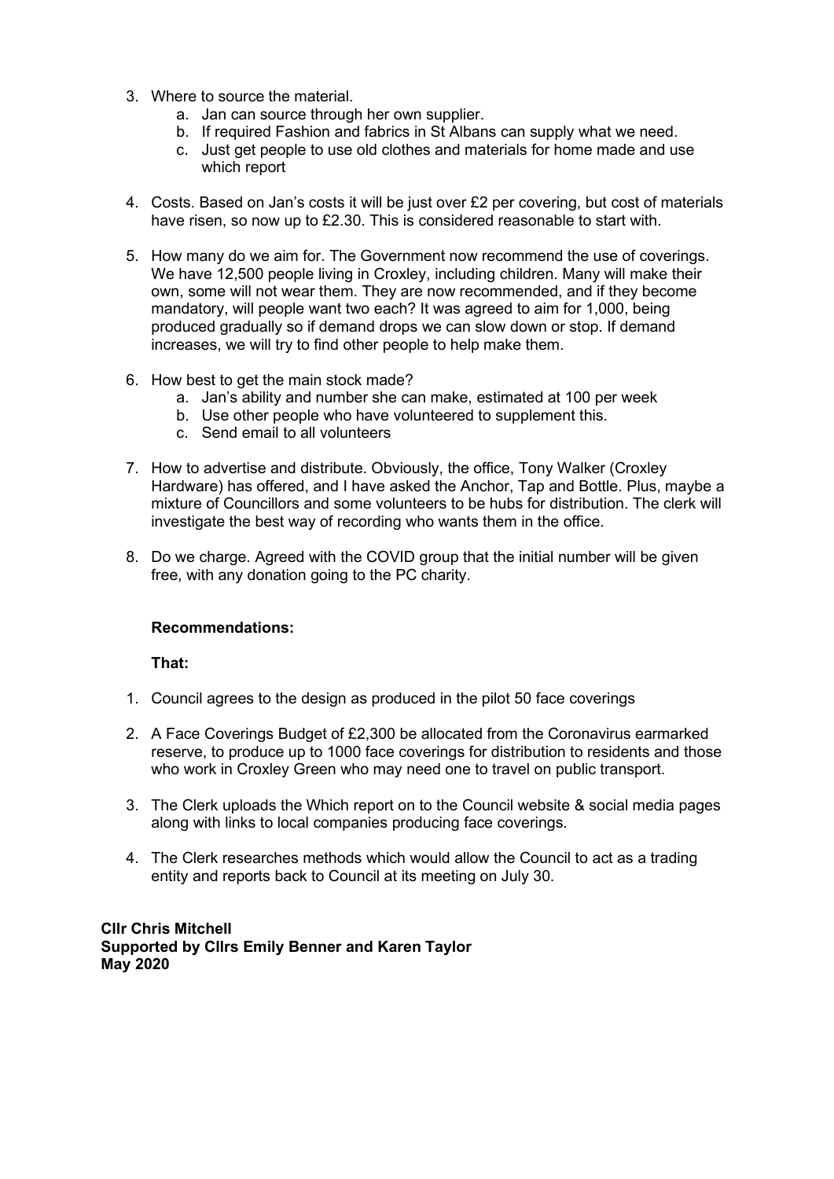3. Where to source the material.
   a. Jan can source through her own supplier.
   b. If required Fashion and fabrics in St Albans can supply what we need.
   c. Just get people to use old clothes and materials for home made and use which report

4. Costs. Based on Jan's costs it will be just over £2 per covering, but cost of materials have risen, so now up to £2.30. This is considered reasonable to start with.

5. How many do we aim for. The Government now recommend the use of coverings. We have 12,500 people living in Croxley, including children. Many will make their own, some will not wear them. They are now recommended, and if they become mandatory, will people want two each? It was agreed to aim for 1,000, being produced gradually so if demand drops we can slow down or stop. If demand increases, we will try to find other people to help make them.

6. How best to get the main stock made?
   a. Jan's ability and number she can make, estimated at 100 per week
   b. Use other people who have volunteered to supplement this.
   c. Send email to all volunteers

7. How to advertise and distribute. Obviously, the office, Tony Walker (Croxley Hardware) has offered, and I have asked the Anchor, Tap and Bottle. Plus, maybe a mixture of Councillors and some volunteers to be hubs for distribution. The clerk will investigate the best way of recording who wants them in the office.

8. Do we charge. Agreed with the COVID group that the initial number will be given free, with any donation going to the PC charity.

**Recommendations:**

**That:**

1. Council agrees to the design as produced in the pilot 50 face coverings

2. A Face Coverings Budget of £2,300 be allocated from the Coronavirus earmarked reserve, to produce up to 1000 face coverings for distribution to residents and those who work in Croxley Green who may need one to travel on public transport.

3. The Clerk uploads the Which report on to the Council website & social media pages along with links to local companies producing face coverings.

4. The Clerk researches methods which would allow the Council to act as a trading entity and reports back to Council at its meeting on July 30.

**Cllr Chris Mitchell**
**Supported by Cllrs Emily Benner and Karen Taylor**
**May 2020**